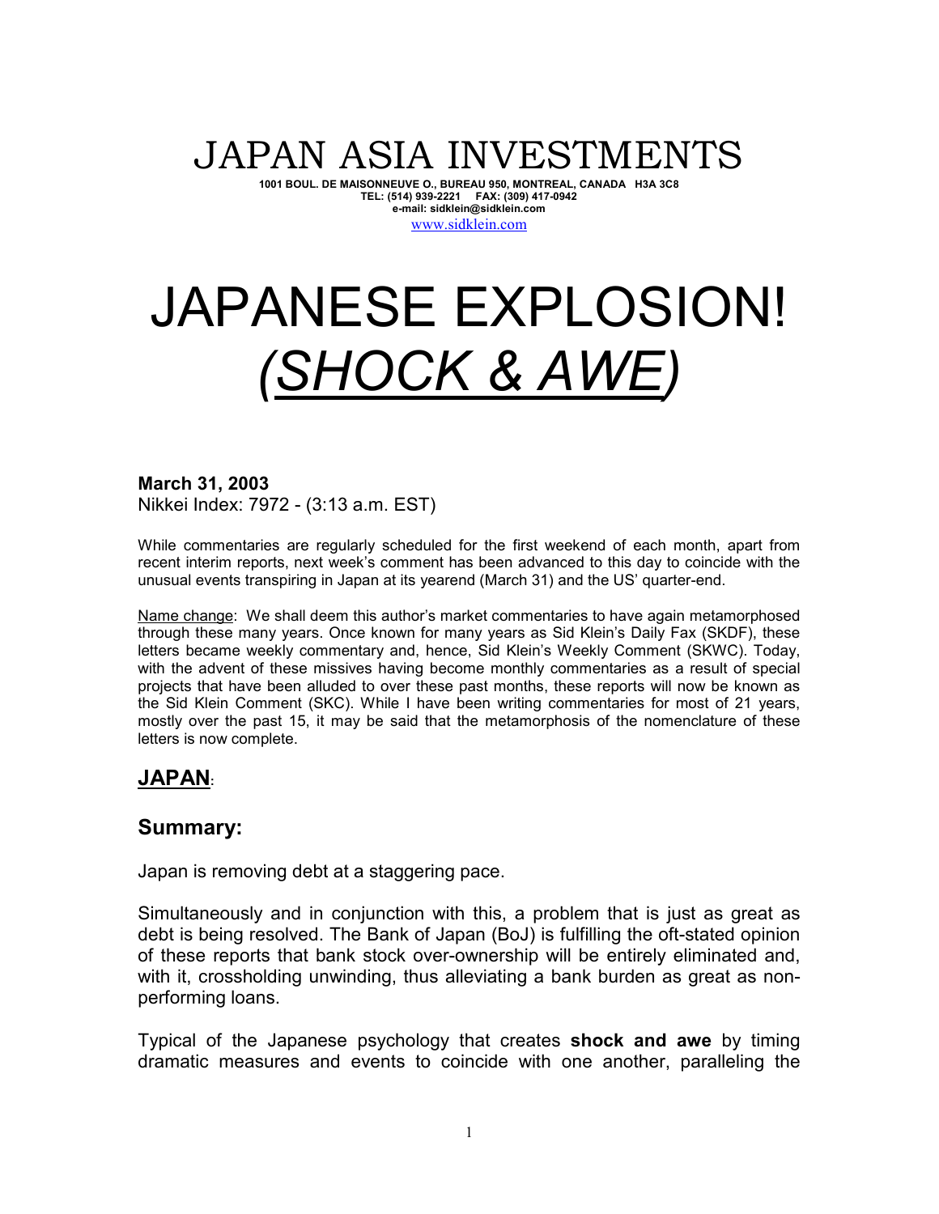# JAPAN ASIA INVESTMENTS

**1001 BOUL. DE MAISONNEUVE O., BUREAU 950, MONTREAL, CANADA H3A 3C8**
**TEL: (514) 939-2221 FAX: (309) 417-0942**
**e-mail: sidklein@sidklein.com**
www.sidklein.com

# JAPANESE EXPLOSION! *(SHOCK & AWE)*

**March 31, 2003**
Nikkei Index: 7972 - (3:13 a.m. EST)

While commentaries are regularly scheduled for the first weekend of each month, apart from recent interim reports, next week's comment has been advanced to this day to coincide with the unusual events transpiring in Japan at its yearend (March 31) and the US' quarter-end.

Name change: We shall deem this author's market commentaries to have again metamorphosed through these many years. Once known for many years as Sid Klein's Daily Fax (SKDF), these letters became weekly commentary and, hence, Sid Klein's Weekly Comment (SKWC). Today, with the advent of these missives having become monthly commentaries as a result of special projects that have been alluded to over these past months, these reports will now be known as the Sid Klein Comment (SKC). While I have been writing commentaries for most of 21 years, mostly over the past 15, it may be said that the metamorphosis of the nomenclature of these letters is now complete.

## JAPAN:

## Summary:

Japan is removing debt at a staggering pace.

Simultaneously and in conjunction with this, a problem that is just as great as debt is being resolved. The Bank of Japan (BoJ) is fulfilling the oft-stated opinion of these reports that bank stock over-ownership will be entirely eliminated and, with it, crossholding unwinding, thus alleviating a bank burden as great as non-performing loans.

Typical of the Japanese psychology that creates **shock and awe** by timing dramatic measures and events to coincide with one another, paralleling the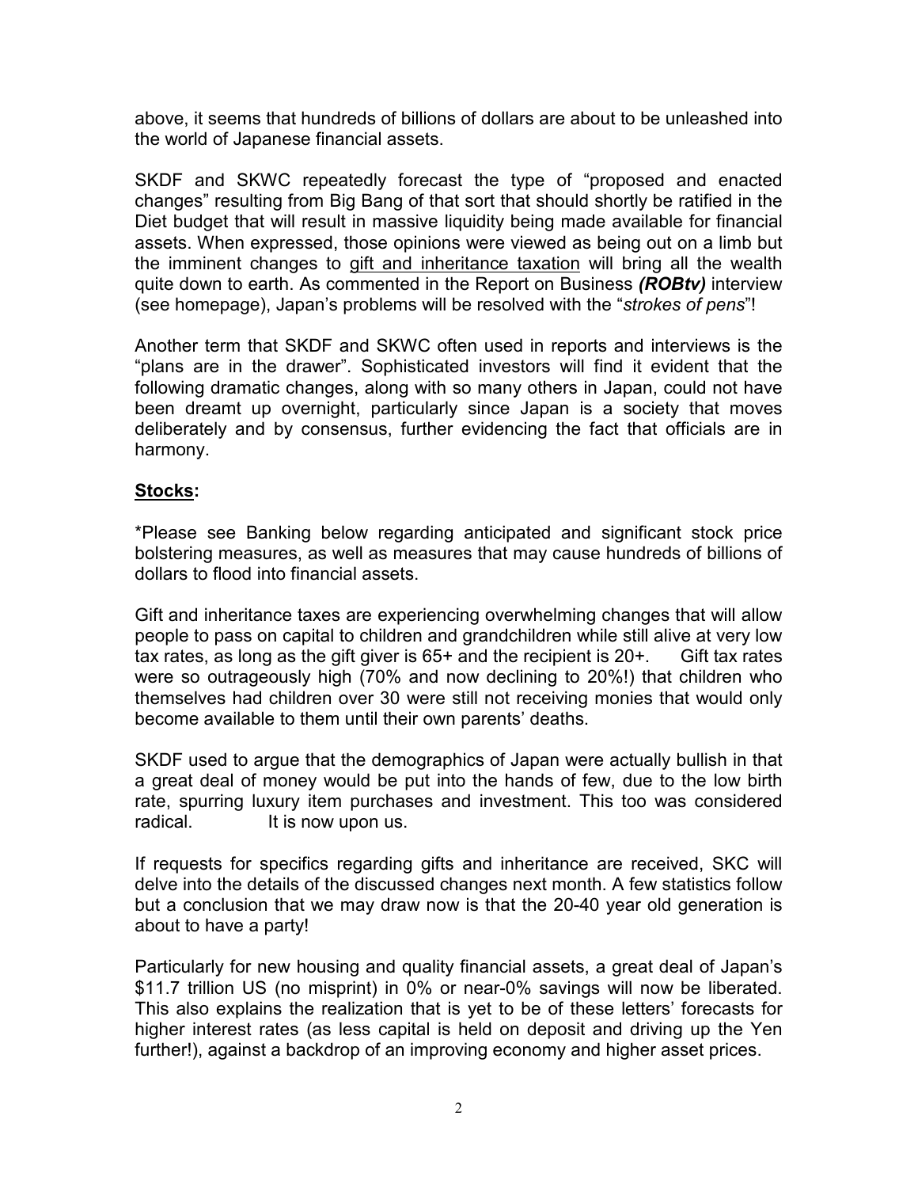above, it seems that hundreds of billions of dollars are about to be unleashed into the world of Japanese financial assets.

SKDF and SKWC repeatedly forecast the type of "proposed and enacted changes" resulting from Big Bang of that sort that should shortly be ratified in the Diet budget that will result in massive liquidity being made available for financial assets. When expressed, those opinions were viewed as being out on a limb but the imminent changes to gift and inheritance taxation will bring all the wealth quite down to earth. As commented in the Report on Business ***(ROBtv)*** interview (see homepage), Japan's problems will be resolved with the "*strokes of pens*"!

Another term that SKDF and SKWC often used in reports and interviews is the "plans are in the drawer". Sophisticated investors will find it evident that the following dramatic changes, along with so many others in Japan, could not have been dreamt up overnight, particularly since Japan is a society that moves deliberately and by consensus, further evidencing the fact that officials are in harmony.

**Stocks:**

*Please see Banking below regarding anticipated and significant stock price bolstering measures, as well as measures that may cause hundreds of billions of dollars to flood into financial assets.

Gift and inheritance taxes are experiencing overwhelming changes that will allow people to pass on capital to children and grandchildren while still alive at very low tax rates, as long as the gift giver is 65+ and the recipient is 20+. Gift tax rates were so outrageously high (70% and now declining to 20%!) that children who themselves had children over 30 were still not receiving monies that would only become available to them until their own parents' deaths.

SKDF used to argue that the demographics of Japan were actually bullish in that a great deal of money would be put into the hands of few, due to the low birth rate, spurring luxury item purchases and investment. This too was considered radical. It is now upon us.

If requests for specifics regarding gifts and inheritance are received, SKC will delve into the details of the discussed changes next month. A few statistics follow but a conclusion that we may draw now is that the 20-40 year old generation is about to have a party!

Particularly for new housing and quality financial assets, a great deal of Japan's $11.7 trillion US (no misprint) in 0% or near-0% savings will now be liberated. This also explains the realization that is yet to be of these letters' forecasts for higher interest rates (as less capital is held on deposit and driving up the Yen further!), against a backdrop of an improving economy and higher asset prices.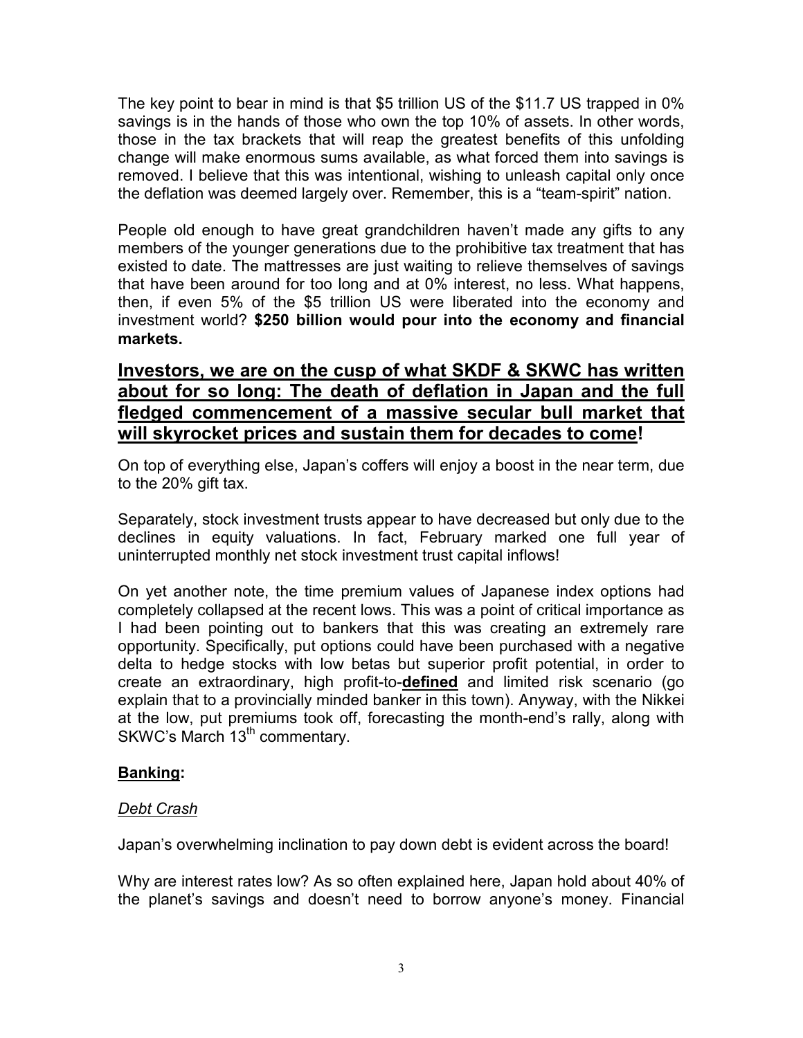The key point to bear in mind is that \$5 trillion US of the \$11.7 US trapped in 0% savings is in the hands of those who own the top 10% of assets. In other words, those in the tax brackets that will reap the greatest benefits of this unfolding change will make enormous sums available, as what forced them into savings is removed. I believe that this was intentional, wishing to unleash capital only once the deflation was deemed largely over. Remember, this is a "team-spirit" nation.

People old enough to have great grandchildren haven't made any gifts to any members of the younger generations due to the prohibitive tax treatment that has existed to date. The mattresses are just waiting to relieve themselves of savings that have been around for too long and at 0% interest, no less. What happens, then, if even 5% of the \$5 trillion US were liberated into the economy and investment world? **\$250 billion would pour into the economy and financial markets.**

## <u>Investors, we are on the cusp of what SKDF & SKWC has written about for so long: The death of deflation in Japan and the full fledged commencement of a massive secular bull market that will skyrocket prices and sustain them for decades to come</u>!

On top of everything else, Japan's coffers will enjoy a boost in the near term, due to the 20% gift tax.

Separately, stock investment trusts appear to have decreased but only due to the declines in equity valuations. In fact, February marked one full year of uninterrupted monthly net stock investment trust capital inflows!

On yet another note, the time premium values of Japanese index options had completely collapsed at the recent lows. This was a point of critical importance as I had been pointing out to bankers that this was creating an extremely rare opportunity. Specifically, put options could have been purchased with a negative delta to hedge stocks with low betas but superior profit potential, in order to create an extraordinary, high profit-to-**<u>defined</u>** and limited risk scenario (go explain that to a provincially minded banker in this town). Anyway, with the Nikkei at the low, put premiums took off, forecasting the month-end's rally, along with SKWC's March 13th commentary.

### <u>Banking</u>:

*<u>Debt Crash</u>*

Japan's overwhelming inclination to pay down debt is evident across the board!

Why are interest rates low? As so often explained here, Japan hold about 40% of the planet's savings and doesn't need to borrow anyone's money. Financial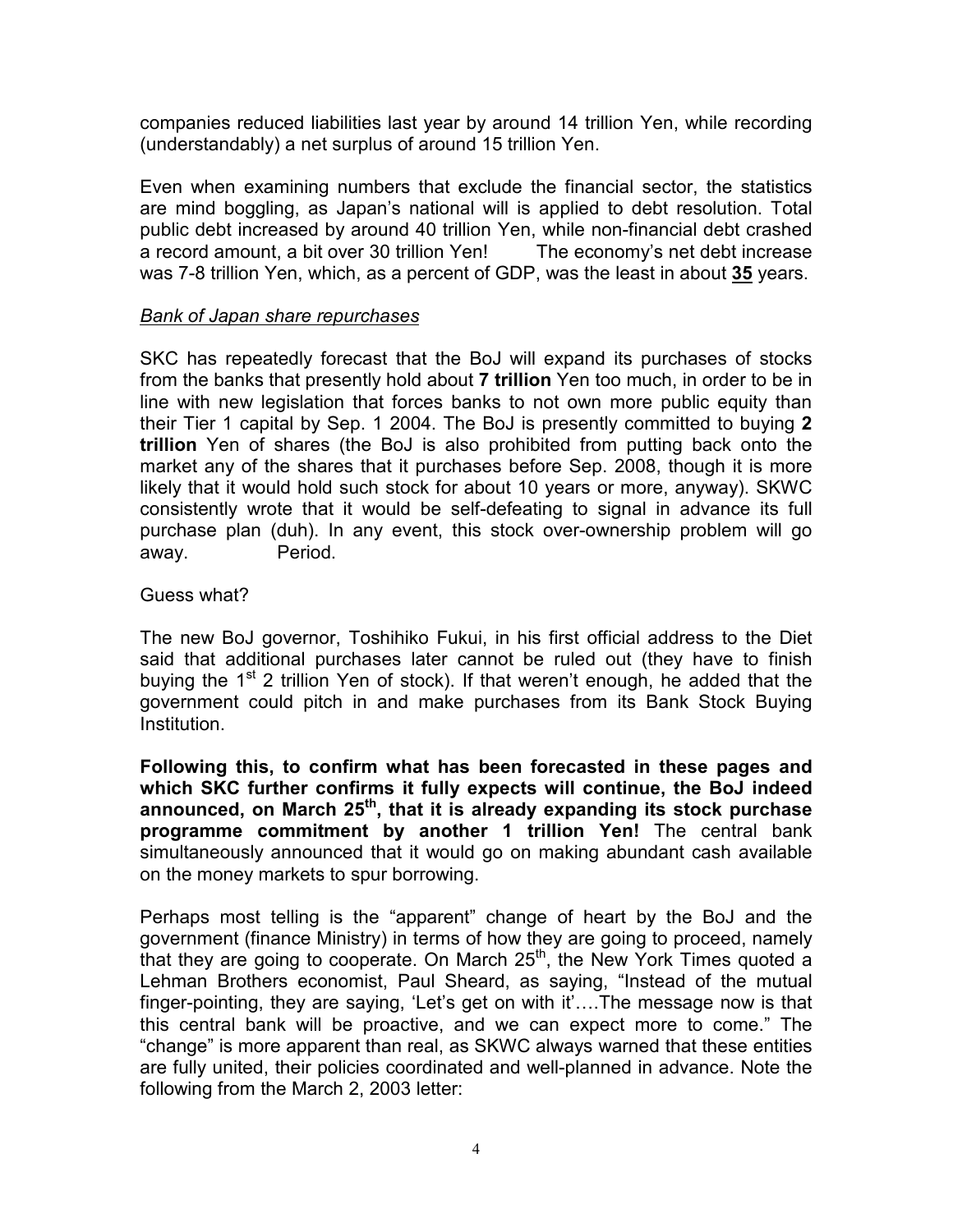companies reduced liabilities last year by around 14 trillion Yen, while recording (understandably) a net surplus of around 15 trillion Yen.

Even when examining numbers that exclude the financial sector, the statistics are mind boggling, as Japan's national will is applied to debt resolution. Total public debt increased by around 40 trillion Yen, while non-financial debt crashed a record amount, a bit over 30 trillion Yen! The economy's net debt increase was 7-8 trillion Yen, which, as a percent of GDP, was the least in about **35** years.

*Bank of Japan share repurchases*

SKC has repeatedly forecast that the BoJ will expand its purchases of stocks from the banks that presently hold about **7 trillion** Yen too much, in order to be in line with new legislation that forces banks to not own more public equity than their Tier 1 capital by Sep. 1 2004. The BoJ is presently committed to buying **2 trillion** Yen of shares (the BoJ is also prohibited from putting back onto the market any of the shares that it purchases before Sep. 2008, though it is more likely that it would hold such stock for about 10 years or more, anyway). SKWC consistently wrote that it would be self-defeating to signal in advance its full purchase plan (duh). In any event, this stock over-ownership problem will go away. Period.

Guess what?

The new BoJ governor, Toshihiko Fukui, in his first official address to the Diet said that additional purchases later cannot be ruled out (they have to finish buying the 1st 2 trillion Yen of stock). If that weren't enough, he added that the government could pitch in and make purchases from its Bank Stock Buying Institution.

**Following this, to confirm what has been forecasted in these pages and which SKC further confirms it fully expects will continue, the BoJ indeed announced, on March 25th, that it is already expanding its stock purchase programme commitment by another 1 trillion Yen!** The central bank simultaneously announced that it would go on making abundant cash available on the money markets to spur borrowing.

Perhaps most telling is the "apparent" change of heart by the BoJ and the government (finance Ministry) in terms of how they are going to proceed, namely that they are going to cooperate. On March 25th, the New York Times quoted a Lehman Brothers economist, Paul Sheard, as saying, "Instead of the mutual finger-pointing, they are saying, 'Let's get on with it'….The message now is that this central bank will be proactive, and we can expect more to come." The "change" is more apparent than real, as SKWC always warned that these entities are fully united, their policies coordinated and well-planned in advance. Note the following from the March 2, 2003 letter: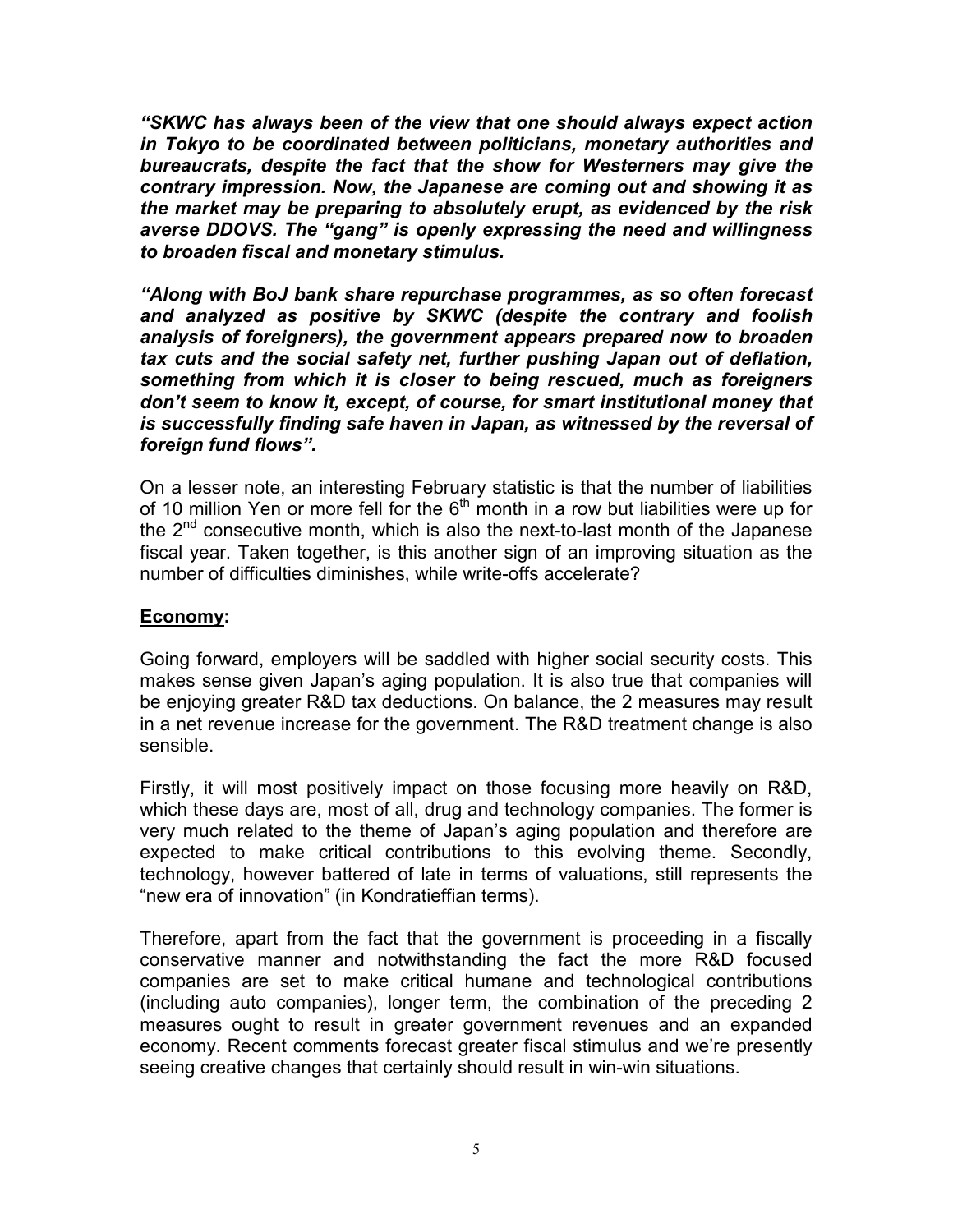***"SKWC has always been of the view that one should always expect action in Tokyo to be coordinated between politicians, monetary authorities and bureaucrats, despite the fact that the show for Westerners may give the contrary impression. Now, the Japanese are coming out and showing it as the market may be preparing to absolutely erupt, as evidenced by the risk averse DDOVS. The "gang" is openly expressing the need and willingness to broaden fiscal and monetary stimulus.***

***"Along with BoJ bank share repurchase programmes, as so often forecast and analyzed as positive by SKWC (despite the contrary and foolish analysis of foreigners), the government appears prepared now to broaden tax cuts and the social safety net, further pushing Japan out of deflation, something from which it is closer to being rescued, much as foreigners don't seem to know it, except, of course, for smart institutional money that is successfully finding safe haven in Japan, as witnessed by the reversal of foreign fund flows".***

On a lesser note, an interesting February statistic is that the number of liabilities of 10 million Yen or more fell for the 6th month in a row but liabilities were up for the 2nd consecutive month, which is also the next-to-last month of the Japanese fiscal year. Taken together, is this another sign of an improving situation as the number of difficulties diminishes, while write-offs accelerate?

## Economy:

Going forward, employers will be saddled with higher social security costs. This makes sense given Japan's aging population. It is also true that companies will be enjoying greater R&D tax deductions. On balance, the 2 measures may result in a net revenue increase for the government. The R&D treatment change is also sensible.

Firstly, it will most positively impact on those focusing more heavily on R&D, which these days are, most of all, drug and technology companies. The former is very much related to the theme of Japan's aging population and therefore are expected to make critical contributions to this evolving theme. Secondly, technology, however battered of late in terms of valuations, still represents the "new era of innovation" (in Kondratieffian terms).

Therefore, apart from the fact that the government is proceeding in a fiscally conservative manner and notwithstanding the fact the more R&D focused companies are set to make critical humane and technological contributions (including auto companies), longer term, the combination of the preceding 2 measures ought to result in greater government revenues and an expanded economy. Recent comments forecast greater fiscal stimulus and we're presently seeing creative changes that certainly should result in win-win situations.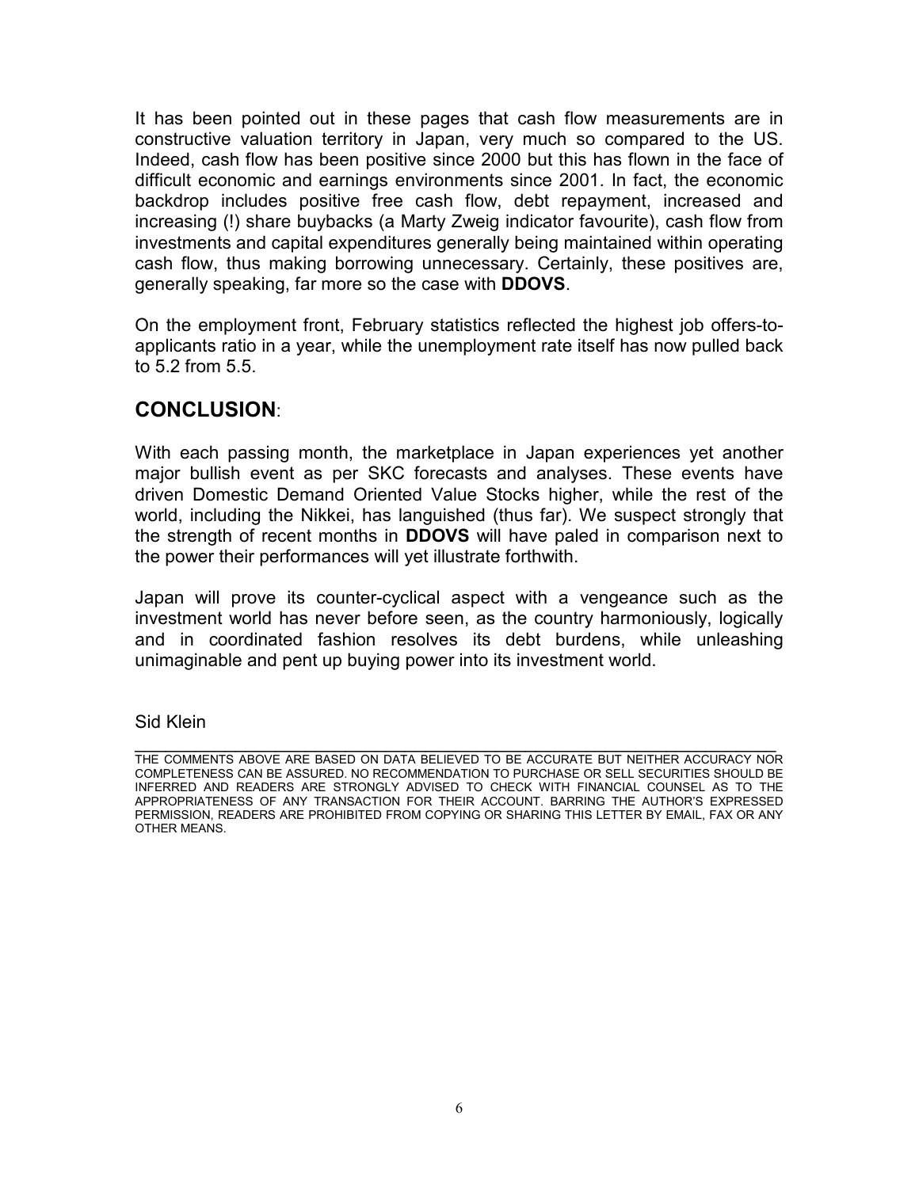It has been pointed out in these pages that cash flow measurements are in constructive valuation territory in Japan, very much so compared to the US. Indeed, cash flow has been positive since 2000 but this has flown in the face of difficult economic and earnings environments since 2001. In fact, the economic backdrop includes positive free cash flow, debt repayment, increased and increasing (!) share buybacks (a Marty Zweig indicator favourite), cash flow from investments and capital expenditures generally being maintained within operating cash flow, thus making borrowing unnecessary. Certainly, these positives are, generally speaking, far more so the case with **DDOVS**.

On the employment front, February statistics reflected the highest job offers-to-applicants ratio in a year, while the unemployment rate itself has now pulled back to 5.2 from 5.5.

## CONCLUSION:

With each passing month, the marketplace in Japan experiences yet another major bullish event as per SKC forecasts and analyses. These events have driven Domestic Demand Oriented Value Stocks higher, while the rest of the world, including the Nikkei, has languished (thus far). We suspect strongly that the strength of recent months in **DDOVS** will have paled in comparison next to the power their performances will yet illustrate forthwith.

Japan will prove its counter-cyclical aspect with a vengeance such as the investment world has never before seen, as the country harmoniously, logically and in coordinated fashion resolves its debt burdens, while unleashing unimaginable and pent up buying power into its investment world.

Sid Klein

---

THE COMMENTS ABOVE ARE BASED ON DATA BELIEVED TO BE ACCURATE BUT NEITHER ACCURACY NOR COMPLETENESS CAN BE ASSURED. NO RECOMMENDATION TO PURCHASE OR SELL SECURITIES SHOULD BE INFERRED AND READERS ARE STRONGLY ADVISED TO CHECK WITH FINANCIAL COUNSEL AS TO THE APPROPRIATENESS OF ANY TRANSACTION FOR THEIR ACCOUNT. BARRING THE AUTHOR'S EXPRESSED PERMISSION, READERS ARE PROHIBITED FROM COPYING OR SHARING THIS LETTER BY EMAIL, FAX OR ANY OTHER MEANS.